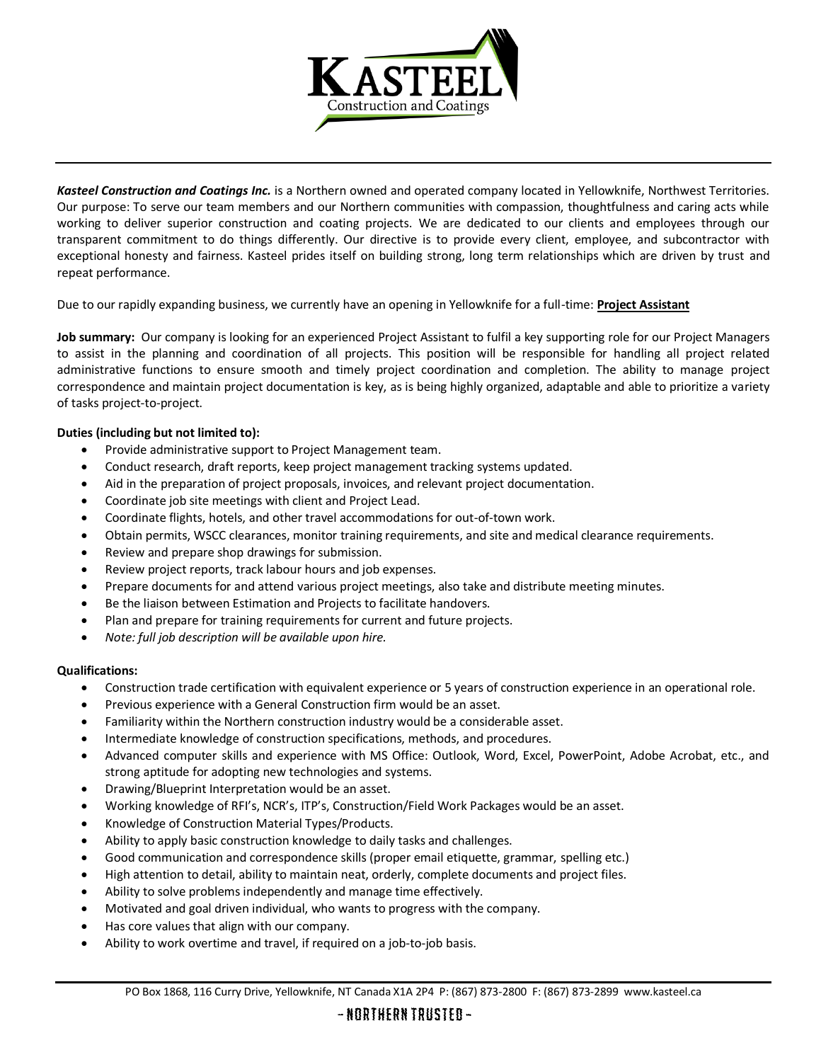# KASTEEL

Construction and Coatings

***Kasteel Construction and Coatings Inc.*** is a Northern owned and operated company located in Yellowknife, Northwest Territories. Our purpose: To serve our team members and our Northern communities with compassion, thoughtfulness and caring acts while working to deliver superior construction and coating projects. We are dedicated to our clients and employees through our transparent commitment to do things differently. Our directive is to provide every client, employee, and subcontractor with exceptional honesty and fairness. Kasteel prides itself on building strong, long term relationships which are driven by trust and repeat performance.

Due to our rapidly expanding business, we currently have an opening in Yellowknife for a full-time: **Project Assistant**

**Job summary:** Our company is looking for an experienced Project Assistant to fulfil a key supporting role for our Project Managers to assist in the planning and coordination of all projects. This position will be responsible for handling all project related administrative functions to ensure smooth and timely project coordination and completion. The ability to manage project correspondence and maintain project documentation is key, as is being highly organized, adaptable and able to prioritize a variety of tasks project-to-project.

**Duties (including but not limited to):**

- Provide administrative support to Project Management team.
- Conduct research, draft reports, keep project management tracking systems updated.
- Aid in the preparation of project proposals, invoices, and relevant project documentation.
- Coordinate job site meetings with client and Project Lead.
- Coordinate flights, hotels, and other travel accommodations for out-of-town work.
- Obtain permits, WSCC clearances, monitor training requirements, and site and medical clearance requirements.
- Review and prepare shop drawings for submission.
- Review project reports, track labour hours and job expenses.
- Prepare documents for and attend various project meetings, also take and distribute meeting minutes.
- Be the liaison between Estimation and Projects to facilitate handovers.
- Plan and prepare for training requirements for current and future projects.
- *Note: full job description will be available upon hire.*

**Qualifications:**

- Construction trade certification with equivalent experience or 5 years of construction experience in an operational role.
- Previous experience with a General Construction firm would be an asset.
- Familiarity within the Northern construction industry would be a considerable asset.
- Intermediate knowledge of construction specifications, methods, and procedures.
- Advanced computer skills and experience with MS Office: Outlook, Word, Excel, PowerPoint, Adobe Acrobat, etc., and strong aptitude for adopting new technologies and systems.
- Drawing/Blueprint Interpretation would be an asset.
- Working knowledge of RFI's, NCR's, ITP's, Construction/Field Work Packages would be an asset.
- Knowledge of Construction Material Types/Products.
- Ability to apply basic construction knowledge to daily tasks and challenges.
- Good communication and correspondence skills (proper email etiquette, grammar, spelling etc.)
- High attention to detail, ability to maintain neat, orderly, complete documents and project files.
- Ability to solve problems independently and manage time effectively.
- Motivated and goal driven individual, who wants to progress with the company.
- Has core values that align with our company.
- Ability to work overtime and travel, if required on a job-to-job basis.

PO Box 1868, 116 Curry Drive, Yellowknife, NT Canada X1A 2P4 P: (867) 873-2800 F: (867) 873-2899 www.kasteel.ca

~ NORTHERN TRUSTED ~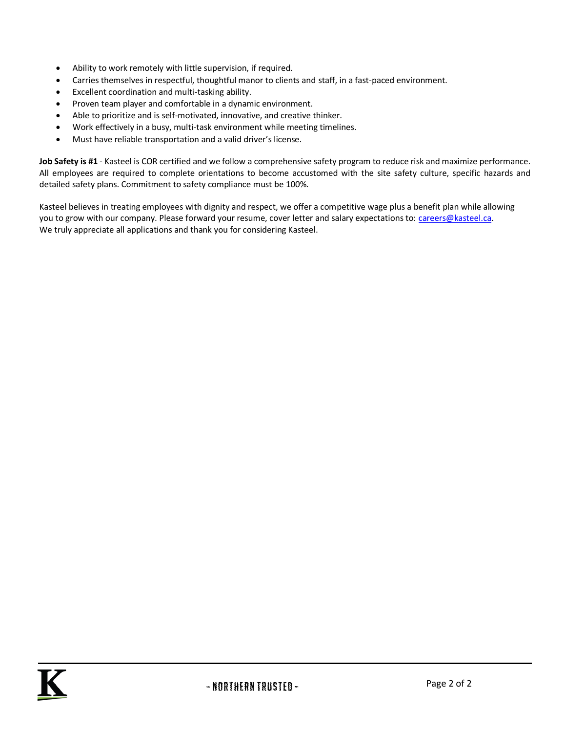- Ability to work remotely with little supervision, if required.
- Carries themselves in respectful, thoughtful manor to clients and staff, in a fast-paced environment.
- Excellent coordination and multi-tasking ability.
- Proven team player and comfortable in a dynamic environment.
- Able to prioritize and is self-motivated, innovative, and creative thinker.
- Work effectively in a busy, multi-task environment while meeting timelines.
- Must have reliable transportation and a valid driver's license.

**Job Safety is #1** - Kasteel is COR certified and we follow a comprehensive safety program to reduce risk and maximize performance. All employees are required to complete orientations to become accustomed with the site safety culture, specific hazards and detailed safety plans. Commitment to safety compliance must be 100%.

Kasteel believes in treating employees with dignity and respect, we offer a competitive wage plus a benefit plan while allowing you to grow with our company. Please forward your resume, cover letter and salary expectations to: careers@kasteel.ca.
We truly appreciate all applications and thank you for considering Kasteel.